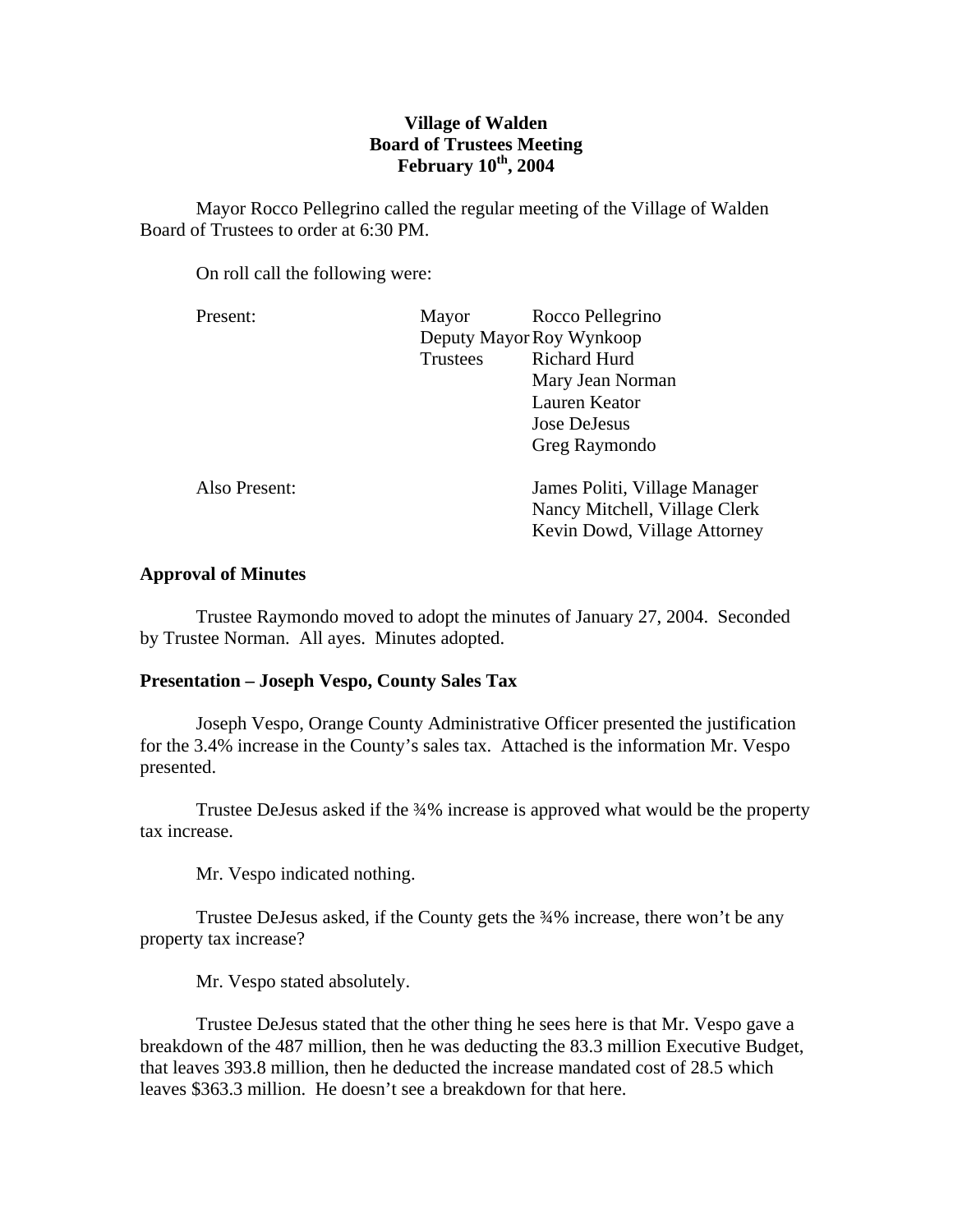# Village of Walden
## Board of Trustees Meeting
## February 10th, 2004

Mayor Rocco Pellegrino called the regular meeting of the Village of Walden Board of Trustees to order at 6:30 PM.

On roll call the following were:

| | | |
|---|---|---|
| Present: | Mayor | Rocco Pellegrino |
| | Deputy Mayor | Roy Wynkoop |
| | Trustees | Richard Hurd |
| | | Mary Jean Norman |
| | | Lauren Keator |
| | | Jose DeJesus |
| | | Greg Raymondo |
| Also Present: | | James Politi, Village Manager |
| | | Nancy Mitchell, Village Clerk |
| | | Kevin Dowd, Village Attorney |

**Approval of Minutes**

Trustee Raymondo moved to adopt the minutes of January 27, 2004. Seconded by Trustee Norman. All ayes. Minutes adopted.

**Presentation – Joseph Vespo, County Sales Tax**

Joseph Vespo, Orange County Administrative Officer presented the justification for the 3.4% increase in the County's sales tax. Attached is the information Mr. Vespo presented.

Trustee DeJesus asked if the ¾% increase is approved what would be the property tax increase.

Mr. Vespo indicated nothing.

Trustee DeJesus asked, if the County gets the ¾% increase, there won't be any property tax increase?

Mr. Vespo stated absolutely.

Trustee DeJesus stated that the other thing he sees here is that Mr. Vespo gave a breakdown of the 487 million, then he was deducting the 83.3 million Executive Budget, that leaves 393.8 million, then he deducted the increase mandated cost of 28.5 which leaves $363.3 million. He doesn't see a breakdown for that here.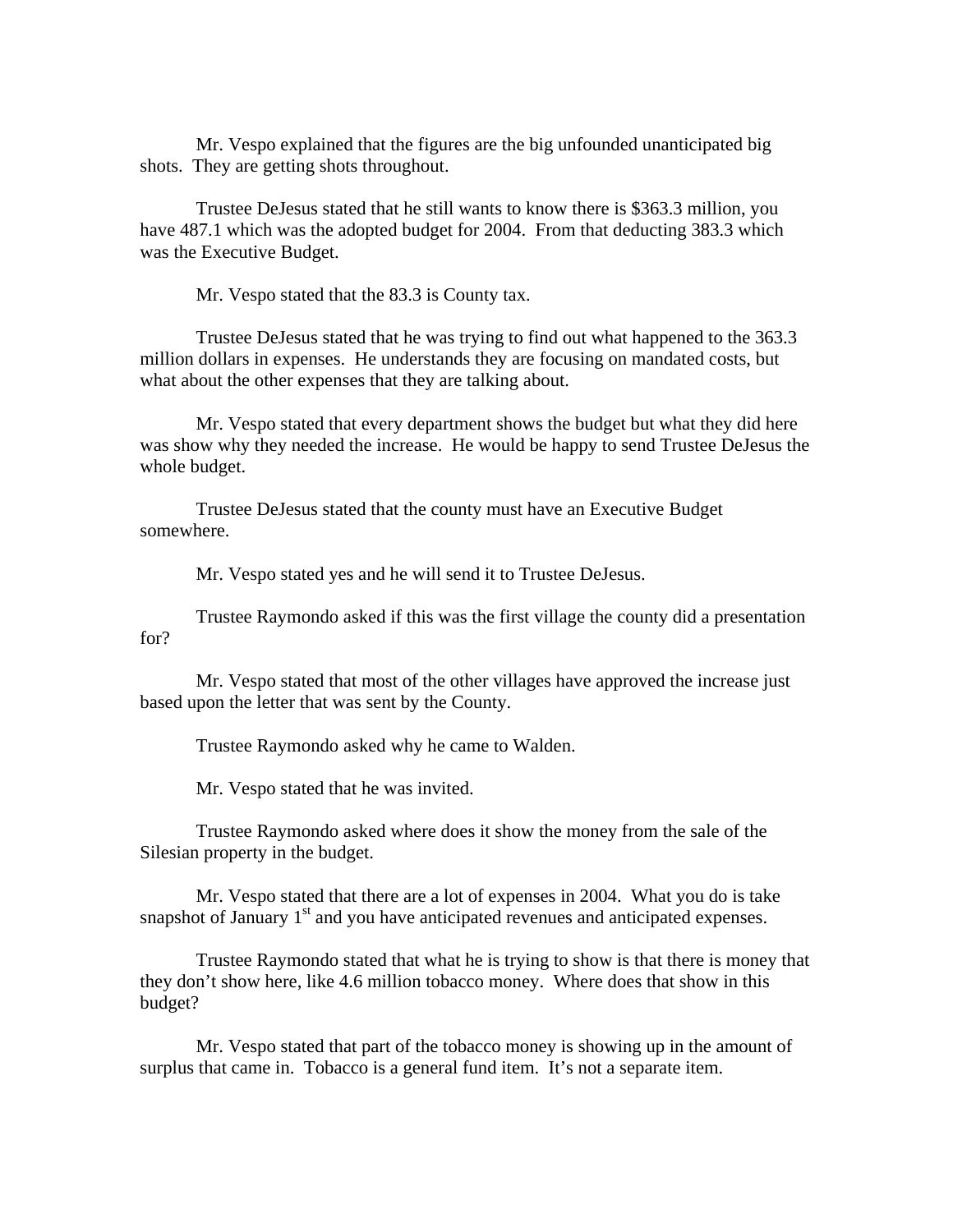Mr. Vespo explained that the figures are the big unfounded unanticipated big shots. They are getting shots throughout.

Trustee DeJesus stated that he still wants to know there is $363.3 million, you have 487.1 which was the adopted budget for 2004. From that deducting 383.3 which was the Executive Budget.

Mr. Vespo stated that the 83.3 is County tax.

Trustee DeJesus stated that he was trying to find out what happened to the 363.3 million dollars in expenses. He understands they are focusing on mandated costs, but what about the other expenses that they are talking about.

Mr. Vespo stated that every department shows the budget but what they did here was show why they needed the increase. He would be happy to send Trustee DeJesus the whole budget.

Trustee DeJesus stated that the county must have an Executive Budget somewhere.

Mr. Vespo stated yes and he will send it to Trustee DeJesus.

Trustee Raymondo asked if this was the first village the county did a presentation for?

Mr. Vespo stated that most of the other villages have approved the increase just based upon the letter that was sent by the County.

Trustee Raymondo asked why he came to Walden.

Mr. Vespo stated that he was invited.

Trustee Raymondo asked where does it show the money from the sale of the Silesian property in the budget.

Mr. Vespo stated that there are a lot of expenses in 2004. What you do is take snapshot of January 1st and you have anticipated revenues and anticipated expenses.

Trustee Raymondo stated that what he is trying to show is that there is money that they don't show here, like 4.6 million tobacco money. Where does that show in this budget?

Mr. Vespo stated that part of the tobacco money is showing up in the amount of surplus that came in. Tobacco is a general fund item. It's not a separate item.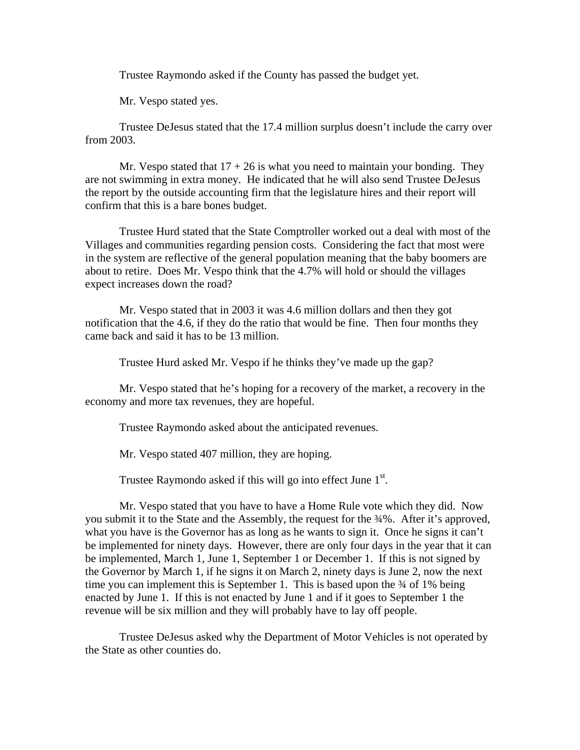Trustee Raymondo asked if the County has passed the budget yet.

Mr. Vespo stated yes.

Trustee DeJesus stated that the 17.4 million surplus doesn't include the carry over from 2003.

Mr. Vespo stated that 17 + 26 is what you need to maintain your bonding. They are not swimming in extra money. He indicated that he will also send Trustee DeJesus the report by the outside accounting firm that the legislature hires and their report will confirm that this is a bare bones budget.

Trustee Hurd stated that the State Comptroller worked out a deal with most of the Villages and communities regarding pension costs. Considering the fact that most were in the system are reflective of the general population meaning that the baby boomers are about to retire. Does Mr. Vespo think that the 4.7% will hold or should the villages expect increases down the road?

Mr. Vespo stated that in 2003 it was 4.6 million dollars and then they got notification that the 4.6, if they do the ratio that would be fine. Then four months they came back and said it has to be 13 million.

Trustee Hurd asked Mr. Vespo if he thinks they've made up the gap?

Mr. Vespo stated that he's hoping for a recovery of the market, a recovery in the economy and more tax revenues, they are hopeful.

Trustee Raymondo asked about the anticipated revenues.

Mr. Vespo stated 407 million, they are hoping.

Trustee Raymondo asked if this will go into effect June 1st.

Mr. Vespo stated that you have to have a Home Rule vote which they did. Now you submit it to the State and the Assembly, the request for the ¾%. After it's approved, what you have is the Governor has as long as he wants to sign it. Once he signs it can't be implemented for ninety days. However, there are only four days in the year that it can be implemented, March 1, June 1, September 1 or December 1. If this is not signed by the Governor by March 1, if he signs it on March 2, ninety days is June 2, now the next time you can implement this is September 1. This is based upon the ¾ of 1% being enacted by June 1. If this is not enacted by June 1 and if it goes to September 1 the revenue will be six million and they will probably have to lay off people.

Trustee DeJesus asked why the Department of Motor Vehicles is not operated by the State as other counties do.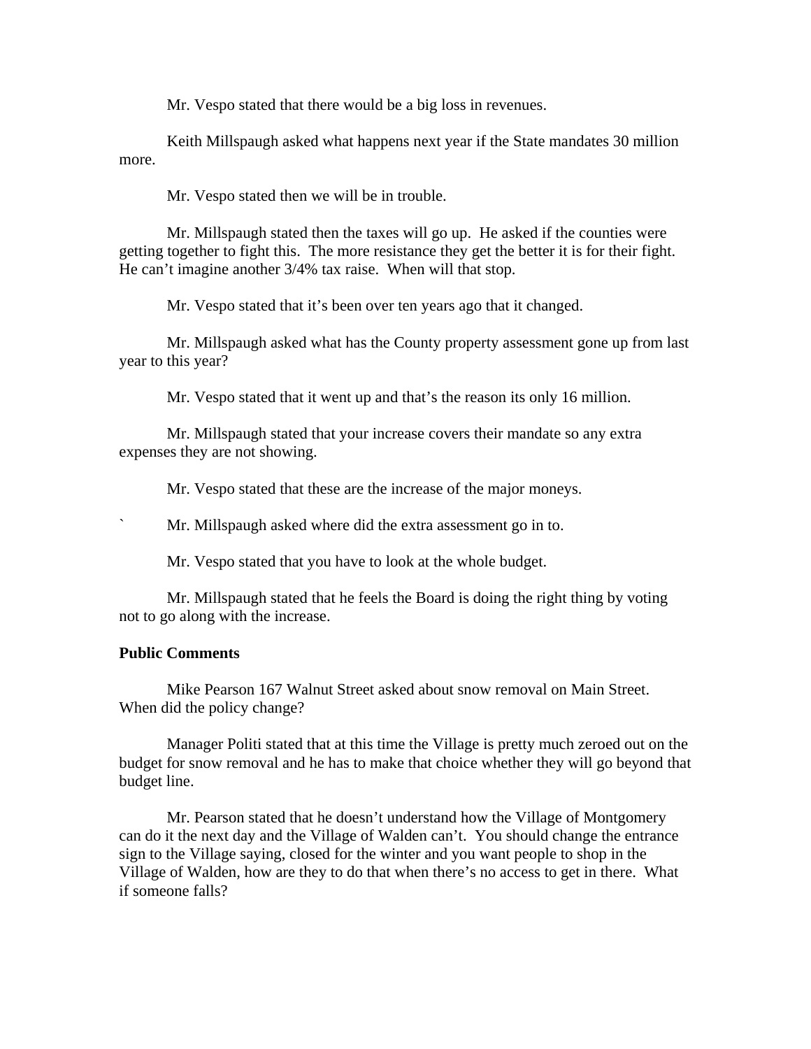Mr. Vespo stated that there would be a big loss in revenues.

Keith Millspaugh asked what happens next year if the State mandates 30 million more.

Mr. Vespo stated then we will be in trouble.

Mr. Millspaugh stated then the taxes will go up. He asked if the counties were getting together to fight this. The more resistance they get the better it is for their fight. He can't imagine another 3/4% tax raise. When will that stop.

Mr. Vespo stated that it's been over ten years ago that it changed.

Mr. Millspaugh asked what has the County property assessment gone up from last year to this year?

Mr. Vespo stated that it went up and that's the reason its only 16 million.

Mr. Millspaugh stated that your increase covers their mandate so any extra expenses they are not showing.

Mr. Vespo stated that these are the increase of the major moneys.

` Mr. Millspaugh asked where did the extra assessment go in to.

Mr. Vespo stated that you have to look at the whole budget.

Mr. Millspaugh stated that he feels the Board is doing the right thing by voting not to go along with the increase.

**Public Comments**

Mike Pearson 167 Walnut Street asked about snow removal on Main Street. When did the policy change?

Manager Politi stated that at this time the Village is pretty much zeroed out on the budget for snow removal and he has to make that choice whether they will go beyond that budget line.

Mr. Pearson stated that he doesn't understand how the Village of Montgomery can do it the next day and the Village of Walden can't. You should change the entrance sign to the Village saying, closed for the winter and you want people to shop in the Village of Walden, how are they to do that when there's no access to get in there. What if someone falls?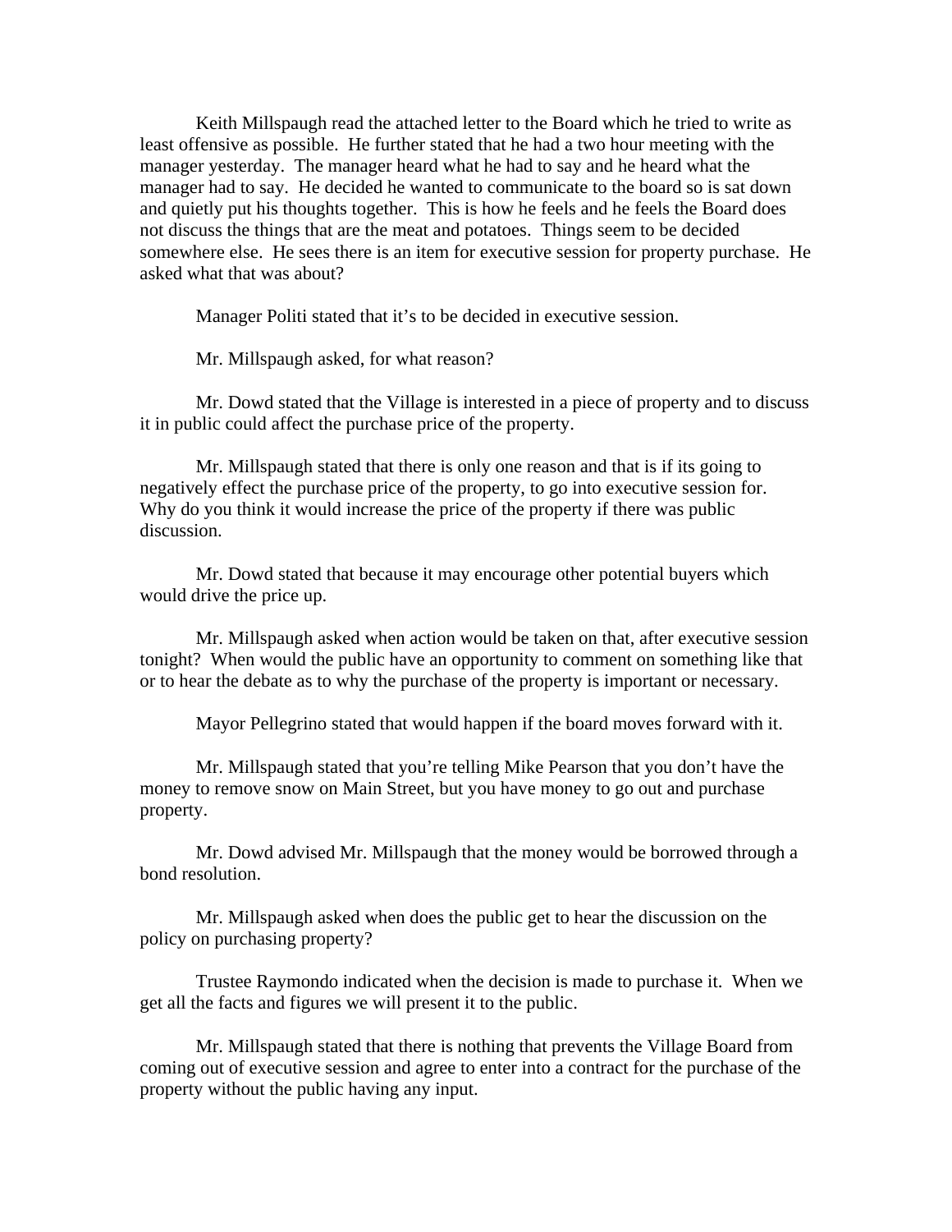Keith Millspaugh read the attached letter to the Board which he tried to write as least offensive as possible. He further stated that he had a two hour meeting with the manager yesterday. The manager heard what he had to say and he heard what the manager had to say. He decided he wanted to communicate to the board so is sat down and quietly put his thoughts together. This is how he feels and he feels the Board does not discuss the things that are the meat and potatoes. Things seem to be decided somewhere else. He sees there is an item for executive session for property purchase. He asked what that was about?

Manager Politi stated that it's to be decided in executive session.

Mr. Millspaugh asked, for what reason?

Mr. Dowd stated that the Village is interested in a piece of property and to discuss it in public could affect the purchase price of the property.

Mr. Millspaugh stated that there is only one reason and that is if its going to negatively effect the purchase price of the property, to go into executive session for. Why do you think it would increase the price of the property if there was public discussion.

Mr. Dowd stated that because it may encourage other potential buyers which would drive the price up.

Mr. Millspaugh asked when action would be taken on that, after executive session tonight? When would the public have an opportunity to comment on something like that or to hear the debate as to why the purchase of the property is important or necessary.

Mayor Pellegrino stated that would happen if the board moves forward with it.

Mr. Millspaugh stated that you're telling Mike Pearson that you don't have the money to remove snow on Main Street, but you have money to go out and purchase property.

Mr. Dowd advised Mr. Millspaugh that the money would be borrowed through a bond resolution.

Mr. Millspaugh asked when does the public get to hear the discussion on the policy on purchasing property?

Trustee Raymondo indicated when the decision is made to purchase it. When we get all the facts and figures we will present it to the public.

Mr. Millspaugh stated that there is nothing that prevents the Village Board from coming out of executive session and agree to enter into a contract for the purchase of the property without the public having any input.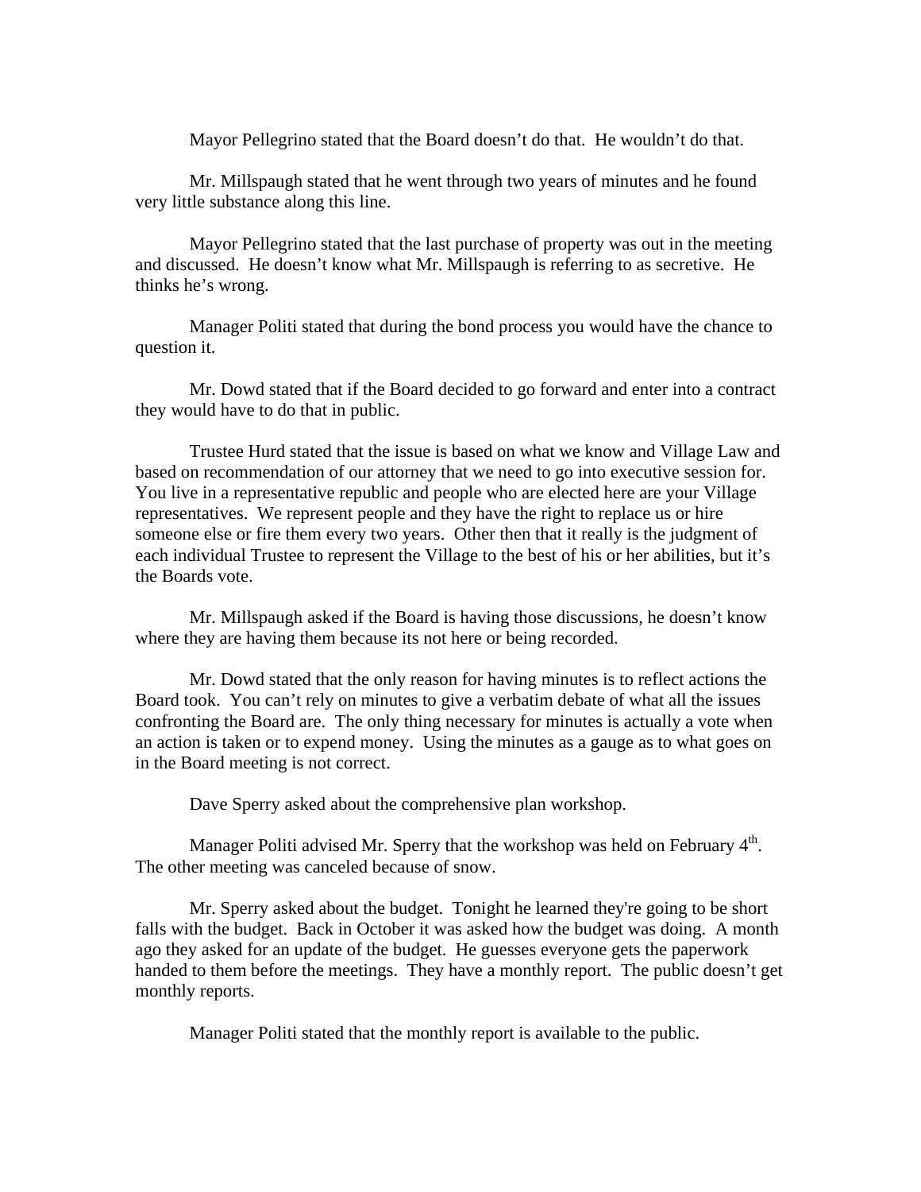Mayor Pellegrino stated that the Board doesn't do that. He wouldn't do that.

Mr. Millspaugh stated that he went through two years of minutes and he found very little substance along this line.

Mayor Pellegrino stated that the last purchase of property was out in the meeting and discussed. He doesn't know what Mr. Millspaugh is referring to as secretive. He thinks he's wrong.

Manager Politi stated that during the bond process you would have the chance to question it.

Mr. Dowd stated that if the Board decided to go forward and enter into a contract they would have to do that in public.

Trustee Hurd stated that the issue is based on what we know and Village Law and based on recommendation of our attorney that we need to go into executive session for. You live in a representative republic and people who are elected here are your Village representatives. We represent people and they have the right to replace us or hire someone else or fire them every two years. Other then that it really is the judgment of each individual Trustee to represent the Village to the best of his or her abilities, but it's the Boards vote.

Mr. Millspaugh asked if the Board is having those discussions, he doesn't know where they are having them because its not here or being recorded.

Mr. Dowd stated that the only reason for having minutes is to reflect actions the Board took. You can't rely on minutes to give a verbatim debate of what all the issues confronting the Board are. The only thing necessary for minutes is actually a vote when an action is taken or to expend money. Using the minutes as a gauge as to what goes on in the Board meeting is not correct.

Dave Sperry asked about the comprehensive plan workshop.

Manager Politi advised Mr. Sperry that the workshop was held on February 4th. The other meeting was canceled because of snow.

Mr. Sperry asked about the budget. Tonight he learned they're going to be short falls with the budget. Back in October it was asked how the budget was doing. A month ago they asked for an update of the budget. He guesses everyone gets the paperwork handed to them before the meetings. They have a monthly report. The public doesn't get monthly reports.

Manager Politi stated that the monthly report is available to the public.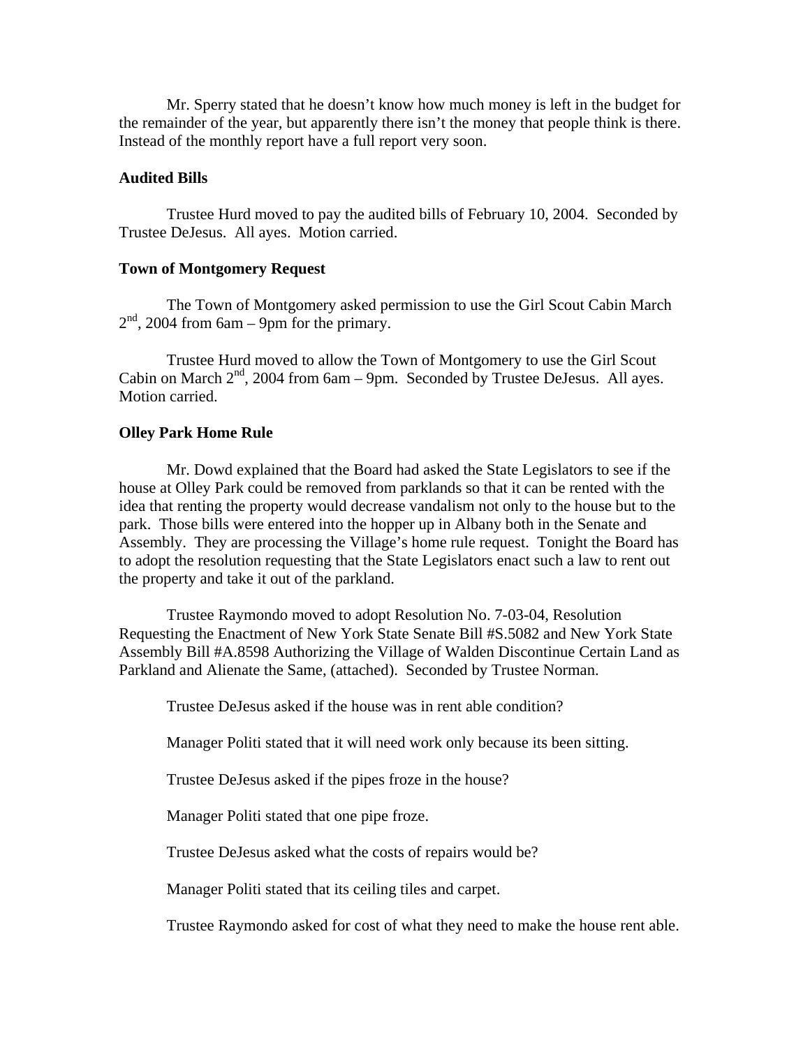Mr. Sperry stated that he doesn't know how much money is left in the budget for the remainder of the year, but apparently there isn't the money that people think is there. Instead of the monthly report have a full report very soon.

**Audited Bills**

Trustee Hurd moved to pay the audited bills of February 10, 2004. Seconded by Trustee DeJesus. All ayes. Motion carried.

**Town of Montgomery Request**

The Town of Montgomery asked permission to use the Girl Scout Cabin March 2nd, 2004 from 6am – 9pm for the primary.

Trustee Hurd moved to allow the Town of Montgomery to use the Girl Scout Cabin on March 2nd, 2004 from 6am – 9pm. Seconded by Trustee DeJesus. All ayes. Motion carried.

**Olley Park Home Rule**

Mr. Dowd explained that the Board had asked the State Legislators to see if the house at Olley Park could be removed from parklands so that it can be rented with the idea that renting the property would decrease vandalism not only to the house but to the park. Those bills were entered into the hopper up in Albany both in the Senate and Assembly. They are processing the Village's home rule request. Tonight the Board has to adopt the resolution requesting that the State Legislators enact such a law to rent out the property and take it out of the parkland.

Trustee Raymondo moved to adopt Resolution No. 7-03-04, Resolution Requesting the Enactment of New York State Senate Bill #S.5082 and New York State Assembly Bill #A.8598 Authorizing the Village of Walden Discontinue Certain Land as Parkland and Alienate the Same, (attached). Seconded by Trustee Norman.

Trustee DeJesus asked if the house was in rent able condition?

Manager Politi stated that it will need work only because its been sitting.

Trustee DeJesus asked if the pipes froze in the house?

Manager Politi stated that one pipe froze.

Trustee DeJesus asked what the costs of repairs would be?

Manager Politi stated that its ceiling tiles and carpet.

Trustee Raymondo asked for cost of what they need to make the house rent able.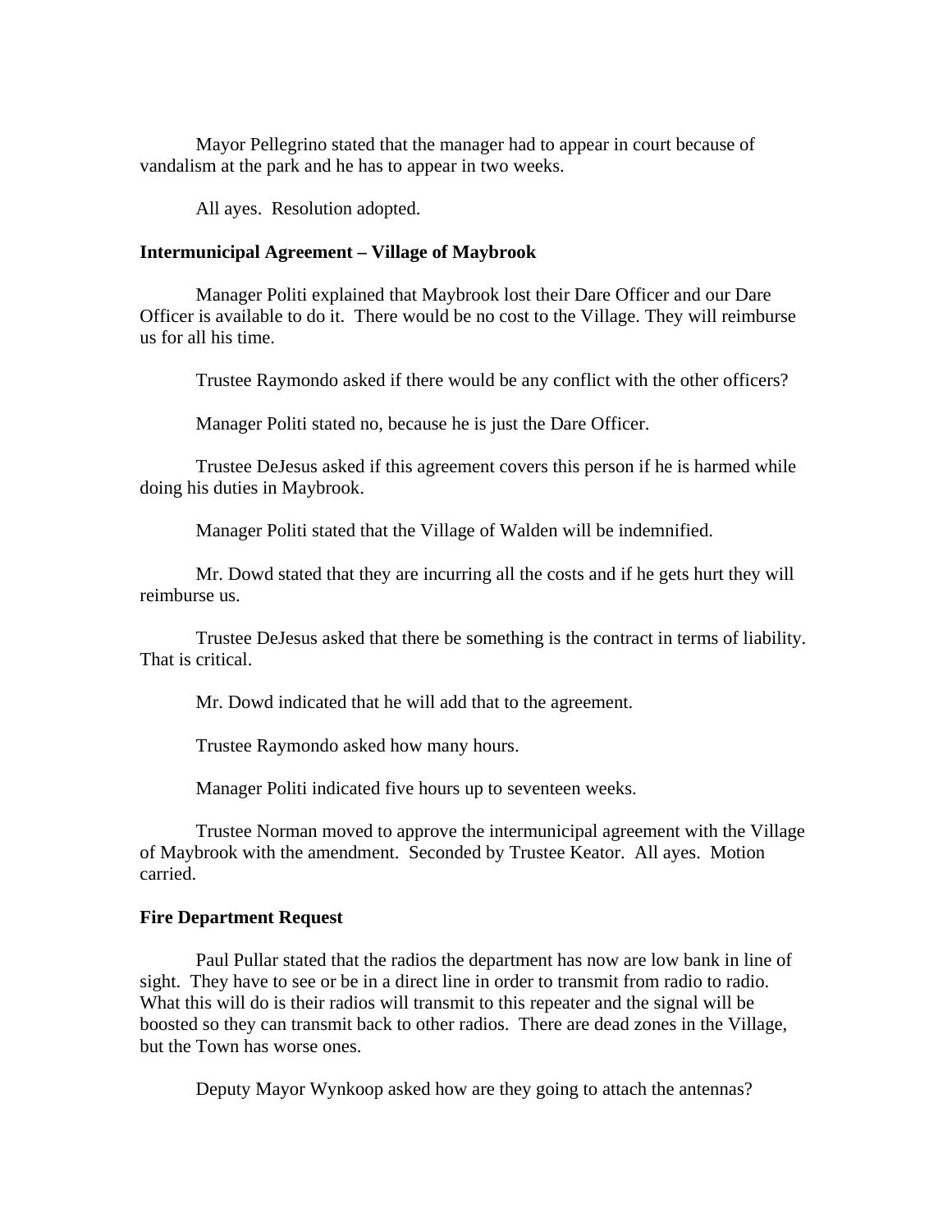Mayor Pellegrino stated that the manager had to appear in court because of vandalism at the park and he has to appear in two weeks.

All ayes. Resolution adopted.

**Intermunicipal Agreement – Village of Maybrook**

Manager Politi explained that Maybrook lost their Dare Officer and our Dare Officer is available to do it. There would be no cost to the Village. They will reimburse us for all his time.

Trustee Raymondo asked if there would be any conflict with the other officers?

Manager Politi stated no, because he is just the Dare Officer.

Trustee DeJesus asked if this agreement covers this person if he is harmed while doing his duties in Maybrook.

Manager Politi stated that the Village of Walden will be indemnified.

Mr. Dowd stated that they are incurring all the costs and if he gets hurt they will reimburse us.

Trustee DeJesus asked that there be something is the contract in terms of liability. That is critical.

Mr. Dowd indicated that he will add that to the agreement.

Trustee Raymondo asked how many hours.

Manager Politi indicated five hours up to seventeen weeks.

Trustee Norman moved to approve the intermunicipal agreement with the Village of Maybrook with the amendment. Seconded by Trustee Keator. All ayes. Motion carried.

**Fire Department Request**

Paul Pullar stated that the radios the department has now are low bank in line of sight. They have to see or be in a direct line in order to transmit from radio to radio. What this will do is their radios will transmit to this repeater and the signal will be boosted so they can transmit back to other radios. There are dead zones in the Village, but the Town has worse ones.

Deputy Mayor Wynkoop asked how are they going to attach the antennas?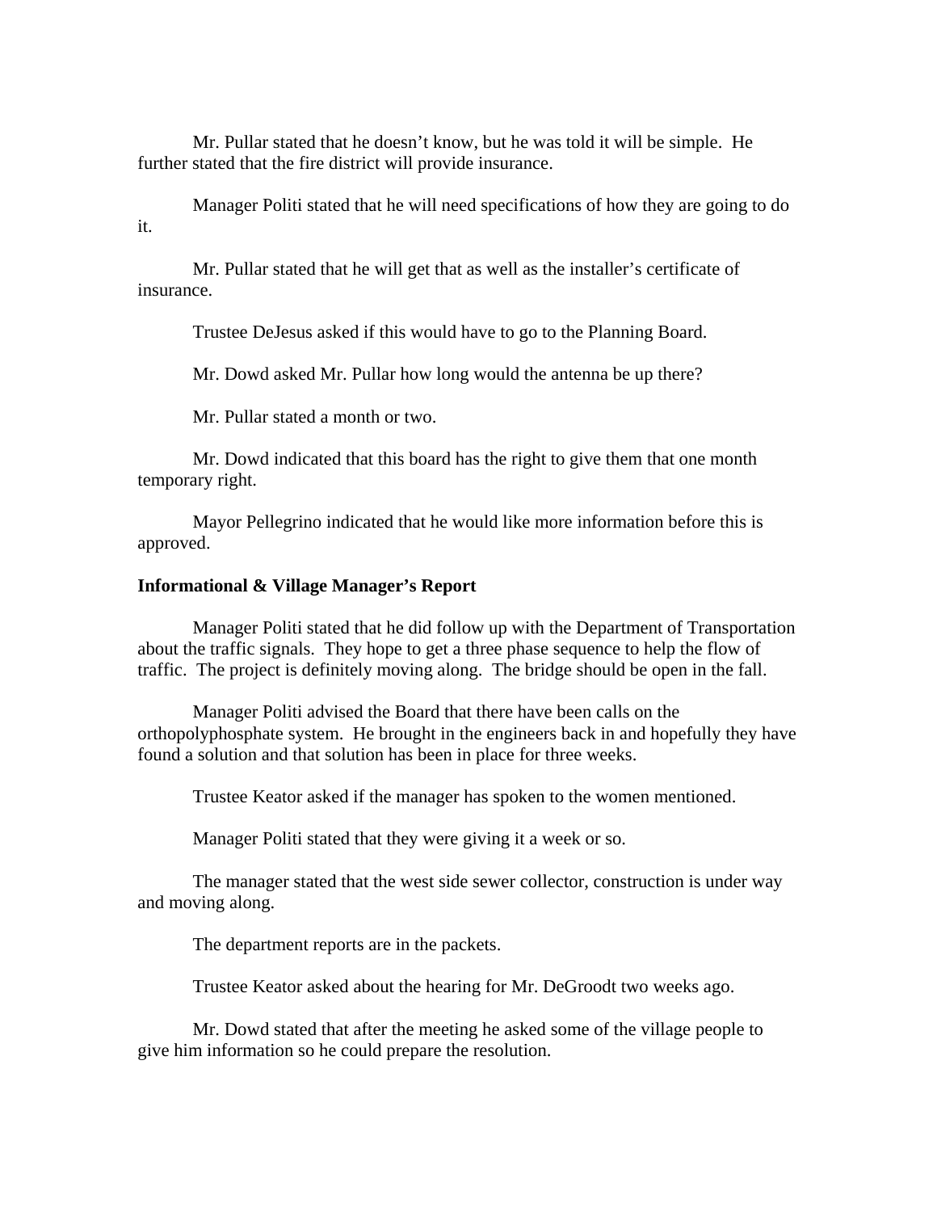Mr. Pullar stated that he doesn't know, but he was told it will be simple. He further stated that the fire district will provide insurance.

Manager Politi stated that he will need specifications of how they are going to do it.

Mr. Pullar stated that he will get that as well as the installer's certificate of insurance.

Trustee DeJesus asked if this would have to go to the Planning Board.

Mr. Dowd asked Mr. Pullar how long would the antenna be up there?

Mr. Pullar stated a month or two.

Mr. Dowd indicated that this board has the right to give them that one month temporary right.

Mayor Pellegrino indicated that he would like more information before this is approved.

**Informational & Village Manager's Report**

Manager Politi stated that he did follow up with the Department of Transportation about the traffic signals. They hope to get a three phase sequence to help the flow of traffic. The project is definitely moving along. The bridge should be open in the fall.

Manager Politi advised the Board that there have been calls on the orthopolyphosphate system. He brought in the engineers back in and hopefully they have found a solution and that solution has been in place for three weeks.

Trustee Keator asked if the manager has spoken to the women mentioned.

Manager Politi stated that they were giving it a week or so.

The manager stated that the west side sewer collector, construction is under way and moving along.

The department reports are in the packets.

Trustee Keator asked about the hearing for Mr. DeGroodt two weeks ago.

Mr. Dowd stated that after the meeting he asked some of the village people to give him information so he could prepare the resolution.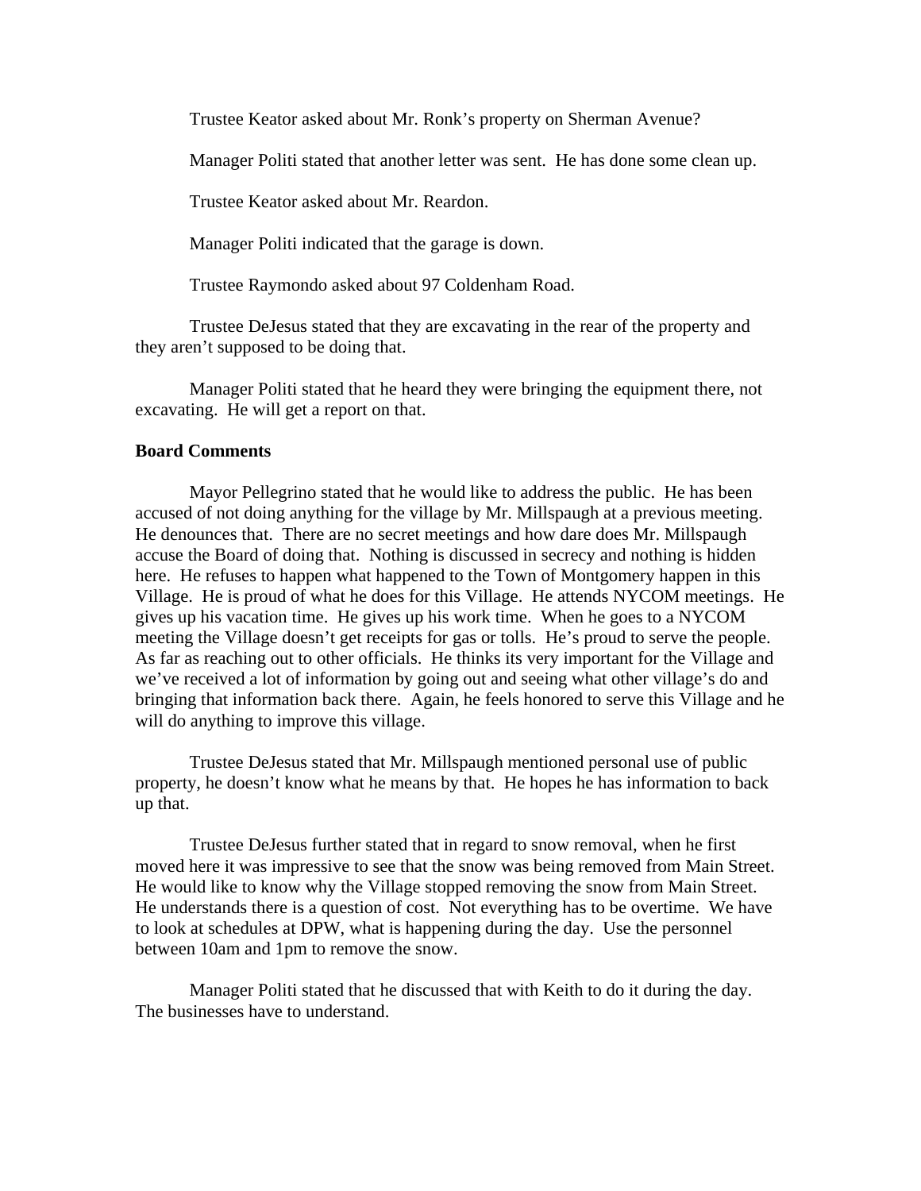Trustee Keator asked about Mr. Ronk's property on Sherman Avenue?

Manager Politi stated that another letter was sent. He has done some clean up.

Trustee Keator asked about Mr. Reardon.

Manager Politi indicated that the garage is down.

Trustee Raymondo asked about 97 Coldenham Road.

Trustee DeJesus stated that they are excavating in the rear of the property and they aren't supposed to be doing that.

Manager Politi stated that he heard they were bringing the equipment there, not excavating. He will get a report on that.

**Board Comments**

Mayor Pellegrino stated that he would like to address the public. He has been accused of not doing anything for the village by Mr. Millspaugh at a previous meeting. He denounces that. There are no secret meetings and how dare does Mr. Millspaugh accuse the Board of doing that. Nothing is discussed in secrecy and nothing is hidden here. He refuses to happen what happened to the Town of Montgomery happen in this Village. He is proud of what he does for this Village. He attends NYCOM meetings. He gives up his vacation time. He gives up his work time. When he goes to a NYCOM meeting the Village doesn't get receipts for gas or tolls. He's proud to serve the people. As far as reaching out to other officials. He thinks its very important for the Village and we've received a lot of information by going out and seeing what other village's do and bringing that information back there. Again, he feels honored to serve this Village and he will do anything to improve this village.

Trustee DeJesus stated that Mr. Millspaugh mentioned personal use of public property, he doesn't know what he means by that. He hopes he has information to back up that.

Trustee DeJesus further stated that in regard to snow removal, when he first moved here it was impressive to see that the snow was being removed from Main Street. He would like to know why the Village stopped removing the snow from Main Street. He understands there is a question of cost. Not everything has to be overtime. We have to look at schedules at DPW, what is happening during the day. Use the personnel between 10am and 1pm to remove the snow.

Manager Politi stated that he discussed that with Keith to do it during the day. The businesses have to understand.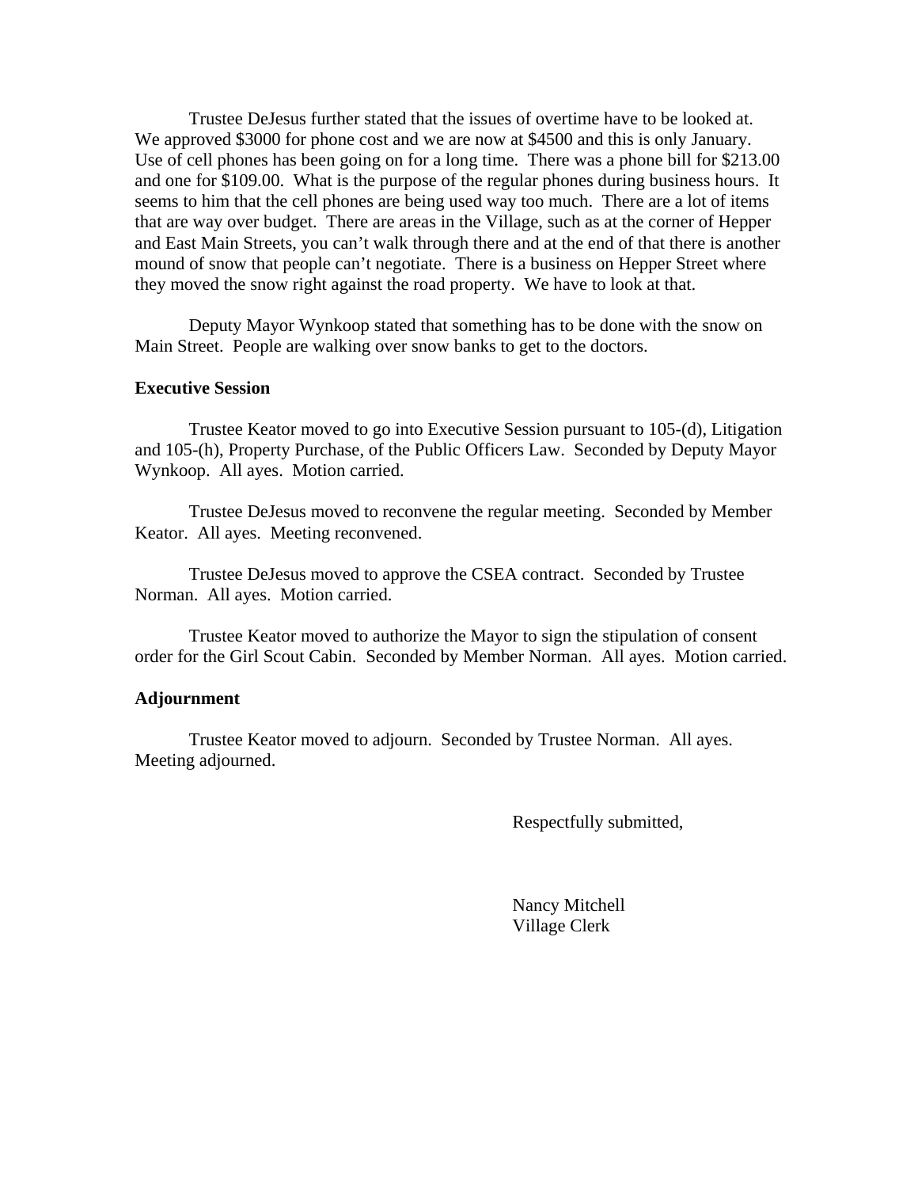Trustee DeJesus further stated that the issues of overtime have to be looked at. We approved $3000 for phone cost and we are now at $4500 and this is only January. Use of cell phones has been going on for a long time. There was a phone bill for $213.00 and one for $109.00. What is the purpose of the regular phones during business hours. It seems to him that the cell phones are being used way too much. There are a lot of items that are way over budget. There are areas in the Village, such as at the corner of Hepper and East Main Streets, you can't walk through there and at the end of that there is another mound of snow that people can't negotiate. There is a business on Hepper Street where they moved the snow right against the road property. We have to look at that.

Deputy Mayor Wynkoop stated that something has to be done with the snow on Main Street. People are walking over snow banks to get to the doctors.

**Executive Session**

Trustee Keator moved to go into Executive Session pursuant to 105-(d), Litigation and 105-(h), Property Purchase, of the Public Officers Law. Seconded by Deputy Mayor Wynkoop. All ayes. Motion carried.

Trustee DeJesus moved to reconvene the regular meeting. Seconded by Member Keator. All ayes. Meeting reconvened.

Trustee DeJesus moved to approve the CSEA contract. Seconded by Trustee Norman. All ayes. Motion carried.

Trustee Keator moved to authorize the Mayor to sign the stipulation of consent order for the Girl Scout Cabin. Seconded by Member Norman. All ayes. Motion carried.

**Adjournment**

Trustee Keator moved to adjourn. Seconded by Trustee Norman. All ayes. Meeting adjourned.

Respectfully submitted,

Nancy Mitchell
Village Clerk